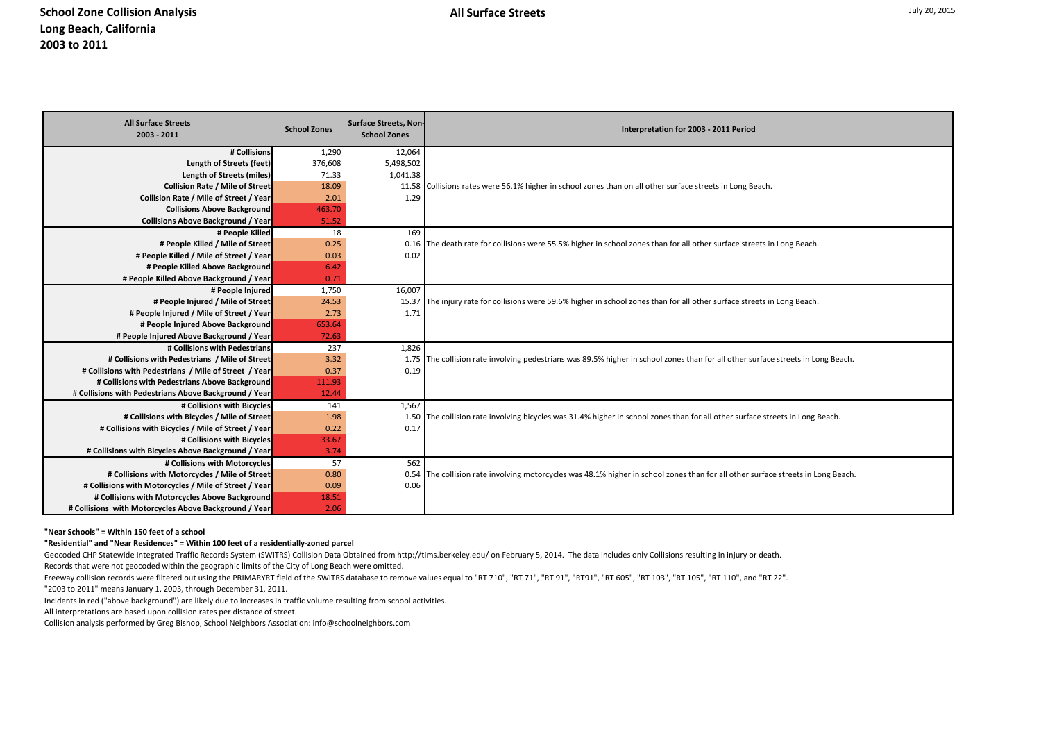**School Zone Collision Analysis**
**Long Beach, California**
**2003 to 2011**

**All Surface Streets**

July 20, 2015

| All Surface Streets 2003 - 2011 | School Zones | Surface Streets, Non-School Zones | Interpretation for 2003 - 2011 Period |
|---|---|---|---|
| # Collisions | 1,290 | 12,064 | |
| Length of Streets (feet) | 376,608 | 5,498,502 | |
| Length of Streets (miles) | 71.33 | 1,041.38 | |
| Collision Rate / Mile of Street | 18.09 | 11.58 | Collisions rates were 56.1% higher in school zones than on all other surface streets in Long Beach. |
| Collision Rate / Mile of Street / Year | 2.01 | 1.29 | |
| Collisions Above Background | 463.70 | | |
| Collisions Above Background / Year | 51.52 | | |
| # People Killed | 18 | 169 | |
| # People Killed / Mile of Street | 0.25 | 0.16 | The death rate for collisions were 55.5% higher in school zones than for all other surface streets in Long Beach. |
| # People Killed / Mile of Street / Year | 0.03 | 0.02 | |
| # People Killed Above Background | 6.42 | | |
| # People Killed Above Background / Year | 0.71 | | |
| # People Injured | 1,750 | 16,007 | |
| # People Injured / Mile of Street | 24.53 | 15.37 | The injury rate for collisions were 59.6% higher in school zones than for all other surface streets in Long Beach. |
| # People Injured / Mile of Street / Year | 2.73 | 1.71 | |
| # People Injured Above Background | 653.64 | | |
| # People Injured Above Background / Year | 72.63 | | |
| # Collisions with Pedestrians | 237 | 1,826 | |
| # Collisions with Pedestrians / Mile of Street | 3.32 | 1.75 | The collision rate involving pedestrians was 89.5% higher in school zones than for all other surface streets in Long Beach. |
| # Collisions with Pedestrians / Mile of Street / Year | 0.37 | 0.19 | |
| # Collisions with Pedestrians Above Background | 111.93 | | |
| # Collisions with Pedestrians Above Background / Year | 12.44 | | |
| # Collisions with Bicycles | 141 | 1,567 | |
| # Collisions with Bicycles / Mile of Street | 1.98 | 1.50 | The collision rate involving bicycles was 31.4% higher in school zones than for all other surface streets in Long Beach. |
| # Collisions with Bicycles / Mile of Street / Year | 0.22 | 0.17 | |
| # Collisions with Bicycles | 33.67 | | |
| # Collisions with Bicycles Above Background / Year | 3.74 | | |
| # Collisions with Motorcycles | 57 | 562 | |
| # Collisions with Motorcycles / Mile of Street | 0.80 | 0.54 | The collision rate involving motorcycles was 48.1% higher in school zones than for all other surface streets in Long Beach. |
| # Collisions with Motorcycles / Mile of Street / Year | 0.09 | 0.06 | |
| # Collisions with Motorcycles Above Background | 18.51 | | |
| # Collisions with Motorcycles Above Background / Year | 2.06 | | |

**"Near Schools" = Within 150 feet of a school**

**"Residential" and "Near Residences" = Within 100 feet of a residentially-zoned parcel**

Geocoded CHP Statewide Integrated Traffic Records System (SWITRS) Collision Data Obtained from http://tims.berkeley.edu/ on February 5, 2014. The data includes only Collisions resulting in injury or death.

Records that were not geocoded within the geographic limits of the City of Long Beach were omitted.

Freeway collision records were filtered out using the PRIMARYRT field of the SWITRS database to remove values equal to "RT 710", "RT 71", "RT 91", "RT91", "RT 605", "RT 103", "RT 105", "RT 110", and "RT 22".

"2003 to 2011" means January 1, 2003, through December 31, 2011.

Incidents in red ("above background") are likely due to increases in traffic volume resulting from school activities.

All interpretations are based upon collision rates per distance of street.

Collision analysis performed by Greg Bishop, School Neighbors Association: info@schoolneighbors.com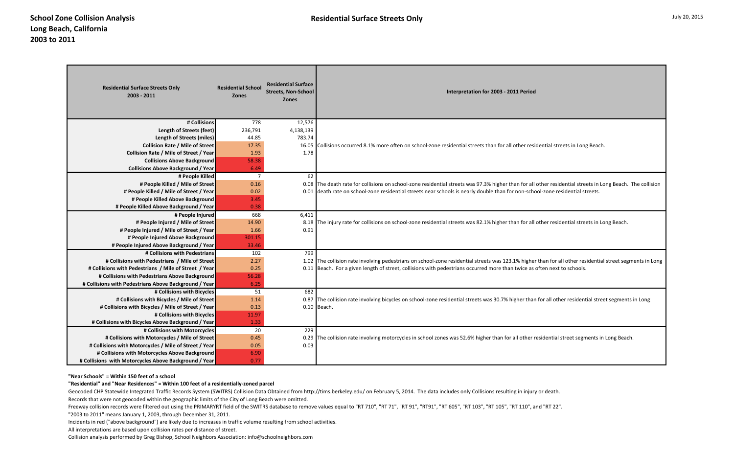# School Zone Collision Analysis
# Long Beach, California
# 2003 to 2011

## Residential Surface Streets Only

July 20, 2015

| Residential Surface Streets Only 2003 - 2011 | Residential School Zones | Residential Surface Streets, Non-School Zones | Interpretation for 2003 - 2011 Period |
|---|---|---|---|
| # Collisions | 778 | 12,576 | |
| Length of Streets (feet) | 236,791 | 4,138,139 | |
| Length of Streets (miles) | 44.85 | 783.74 | |
| Collision Rate / Mile of Street | 17.35 | 16.05 | Collisions occurred 8.1% more often on school-zone residential streets than for all other residential streets in Long Beach. |
| Collision Rate / Mile of Street / Year | 1.93 | 1.78 | |
| Collisions Above Background | 58.38 | | |
| Collisions Above Background / Year | 6.49 | | |
| # People Killed | 7 | 62 | |
| # People Killed / Mile of Street | 0.16 | 0.08 | The death rate for collisions on school-zone residential streets was 97.3% higher than for all other residential streets in Long Beach. The collision death rate on school-zone residential streets near schools is nearly double than for non-school-zone residential streets. |
| # People Killed / Mile of Street / Year | 0.02 | 0.01 | |
| # People Killed Above Background | 3.45 | | |
| # People Killed Above Background / Year | 0.38 | | |
| # People Injured | 668 | 6,411 | |
| # People Injured / Mile of Street | 14.90 | 8.18 | The injury rate for collisions on school-zone residential streets was 82.1% higher than for all other residential streets in Long Beach. |
| # People Injured / Mile of Street / Year | 1.66 | 0.91 | |
| # People Injured Above Background | 301.15 | | |
| # People Injured Above Background / Year | 33.46 | | |
| # Collisions with Pedestrians | 102 | 799 | |
| # Collisions with Pedestrians / Mile of Street | 2.27 | 1.02 | The collision rate involving pedestrians on school-zone residential streets was 123.1% higher than for all other residential street segments in Long Beach. For a given length of street, collisions with pedestrians occurred more than twice as often next to schools. |
| # Collisions with Pedestrians / Mile of Street / Year | 0.25 | 0.11 | |
| # Collisions with Pedestrians Above Background | 56.28 | | |
| # Collisions with Pedestrians Above Background / Year | 6.25 | | |
| # Collisions with Bicycles | 51 | 682 | |
| # Collisions with Bicycles / Mile of Street | 1.14 | 0.87 | The collision rate involving bicycles on school-zone residential streets was 30.7% higher than for all other residential street segments in Long Beach. |
| # Collisions with Bicycles / Mile of Street / Year | 0.13 | 0.10 | |
| # Collisions with Bicycles | 11.97 | | |
| # Collisions with Bicycles Above Background / Year | 1.33 | | |
| # Collisions with Motorcycles | 20 | 229 | |
| # Collisions with Motorcycles / Mile of Street | 0.45 | 0.29 | The collision rate involving motorcycles in school zones was 52.6% higher than for all other residential street segments in Long Beach. |
| # Collisions with Motorcycles / Mile of Street / Year | 0.05 | 0.03 | |
| # Collisions with Motorcycles Above Background | 6.90 | | |
| # Collisions with Motorcycles Above Background / Year | 0.77 | | |

**"Near Schools" = Within 150 feet of a school**

**"Residential" and "Near Residences" = Within 100 feet of a residentially-zoned parcel**

Geocoded CHP Statewide Integrated Traffic Records System (SWITRS) Collision Data Obtained from http://tims.berkeley.edu/ on February 5, 2014. The data includes only Collisions resulting in injury or death.

Records that were not geocoded within the geographic limits of the City of Long Beach were omitted.

Freeway collision records were filtered out using the PRIMARYRT field of the SWITRS database to remove values equal to "RT 710", "RT 71", "RT 91", "RT91", "RT 605", "RT 103", "RT 105", "RT 110", and "RT 22".

"2003 to 2011" means January 1, 2003, through December 31, 2011.

Incidents in red ("above background") are likely due to increases in traffic volume resulting from school activities.

All interpretations are based upon collision rates per distance of street.

Collision analysis performed by Greg Bishop, School Neighbors Association: info@schoolneighbors.com